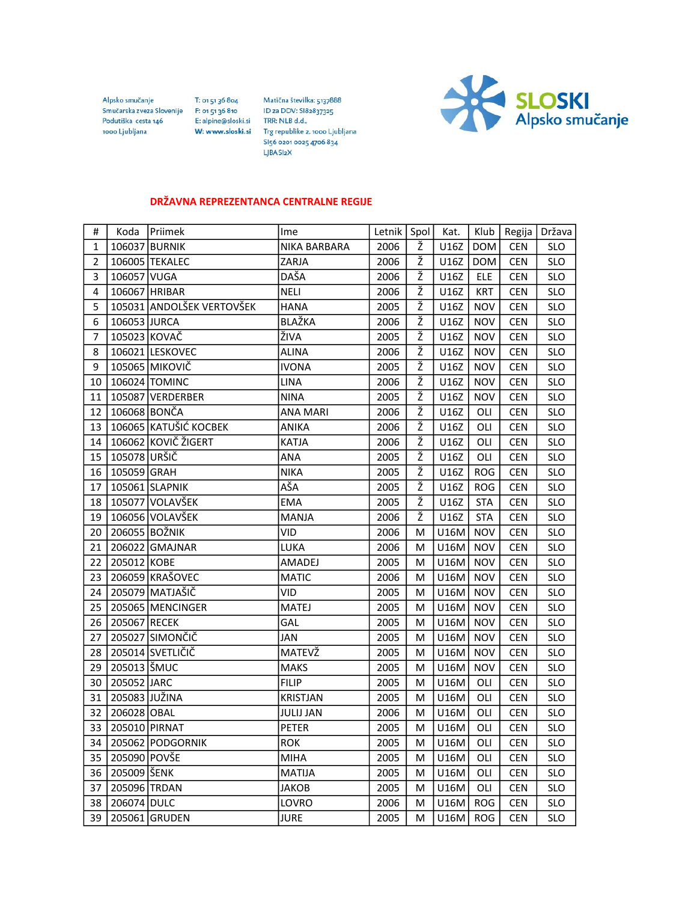Alpsko smučanje
Smučarska zveza Slovenije
Podutiška cesta 146
1000 Ljubljana

T: 01 51 36 804
F: 01 51 36 810
E: alpine@sloski.si
W: www.sloski.si

Matična številka: 5137888
ID za DDV: SI82837325
TRR: NLB d.d.,
Trg republike 2, 1000 Ljubljana
SI56 0201 0025 4706 834
LJBASI2X

SLOSKI
Alpsko smučanje

## DRŽAVNA REPREZENTANCA CENTRALNE REGIJE

| # | Koda | Priimek | Ime | Letnik | Spol | Kat. | Klub | Regija | Država |
|---|---|---|---|---|---|---|---|---|---|
| 1 | 106037 | BURNIK | NIKA BARBARA | 2006 | Ž | U16Z | DOM | CEN | SLO |
| 2 | 106005 | TEKALEC | ZARJA | 2006 | Ž | U16Z | DOM | CEN | SLO |
| 3 | 106057 | VUGA | DAŠA | 2006 | Ž | U16Z | ELE | CEN | SLO |
| 4 | 106067 | HRIBAR | NELI | 2006 | Ž | U16Z | KRT | CEN | SLO |
| 5 | 105031 | ANDOLŠEK VERTOVŠEK | HANA | 2005 | Ž | U16Z | NOV | CEN | SLO |
| 6 | 106053 | JURCA | BLAŽKA | 2006 | Ž | U16Z | NOV | CEN | SLO |
| 7 | 105023 | KOVAČ | ŽIVA | 2005 | Ž | U16Z | NOV | CEN | SLO |
| 8 | 106021 | LESKOVEC | ALINA | 2006 | Ž | U16Z | NOV | CEN | SLO |
| 9 | 105065 | MIKOVIČ | IVONA | 2005 | Ž | U16Z | NOV | CEN | SLO |
| 10 | 106024 | TOMINC | LINA | 2006 | Ž | U16Z | NOV | CEN | SLO |
| 11 | 105087 | VERDERBER | NINA | 2005 | Ž | U16Z | NOV | CEN | SLO |
| 12 | 106068 | BONČA | ANA MARI | 2006 | Ž | U16Z | OLI | CEN | SLO |
| 13 | 106065 | KATUŠIĆ KOCBEK | ANIKA | 2006 | Ž | U16Z | OLI | CEN | SLO |
| 14 | 106062 | KOVIČ ŽIGERT | KATJA | 2006 | Ž | U16Z | OLI | CEN | SLO |
| 15 | 105078 | URŠIČ | ANA | 2005 | Ž | U16Z | OLI | CEN | SLO |
| 16 | 105059 | GRAH | NIKA | 2005 | Ž | U16Z | ROG | CEN | SLO |
| 17 | 105061 | SLAPNIK | AŠA | 2005 | Ž | U16Z | ROG | CEN | SLO |
| 18 | 105077 | VOLAVŠEK | EMA | 2005 | Ž | U16Z | STA | CEN | SLO |
| 19 | 106056 | VOLAVŠEK | MANJA | 2006 | Ž | U16Z | STA | CEN | SLO |
| 20 | 206055 | BOŽNIK | VID | 2006 | M | U16M | NOV | CEN | SLO |
| 21 | 206022 | GMAJNAR | LUKA | 2006 | M | U16M | NOV | CEN | SLO |
| 22 | 205012 | KOBE | AMADEJ | 2005 | M | U16M | NOV | CEN | SLO |
| 23 | 206059 | KRAŠOVEC | MATIC | 2006 | M | U16M | NOV | CEN | SLO |
| 24 | 205079 | MATJAŠIČ | VID | 2005 | M | U16M | NOV | CEN | SLO |
| 25 | 205065 | MENCINGER | MATEJ | 2005 | M | U16M | NOV | CEN | SLO |
| 26 | 205067 | RECEK | GAL | 2005 | M | U16M | NOV | CEN | SLO |
| 27 | 205027 | SIMONČIČ | JAN | 2005 | M | U16M | NOV | CEN | SLO |
| 28 | 205014 | SVETLIČIČ | MATEVŽ | 2005 | M | U16M | NOV | CEN | SLO |
| 29 | 205013 | ŠMUC | MAKS | 2005 | M | U16M | NOV | CEN | SLO |
| 30 | 205052 | JARC | FILIP | 2005 | M | U16M | OLI | CEN | SLO |
| 31 | 205083 | JUŽINA | KRISTJAN | 2005 | M | U16M | OLI | CEN | SLO |
| 32 | 206028 | OBAL | JULIJ JAN | 2006 | M | U16M | OLI | CEN | SLO |
| 33 | 205010 | PIRNAT | PETER | 2005 | M | U16M | OLI | CEN | SLO |
| 34 | 205062 | PODGORNIK | ROK | 2005 | M | U16M | OLI | CEN | SLO |
| 35 | 205090 | POVŠE | MIHA | 2005 | M | U16M | OLI | CEN | SLO |
| 36 | 205009 | ŠENK | MATIJA | 2005 | M | U16M | OLI | CEN | SLO |
| 37 | 205096 | TRDAN | JAKOB | 2005 | M | U16M | OLI | CEN | SLO |
| 38 | 206074 | DULC | LOVRO | 2006 | M | U16M | ROG | CEN | SLO |
| 39 | 205061 | GRUDEN | JURE | 2005 | M | U16M | ROG | CEN | SLO |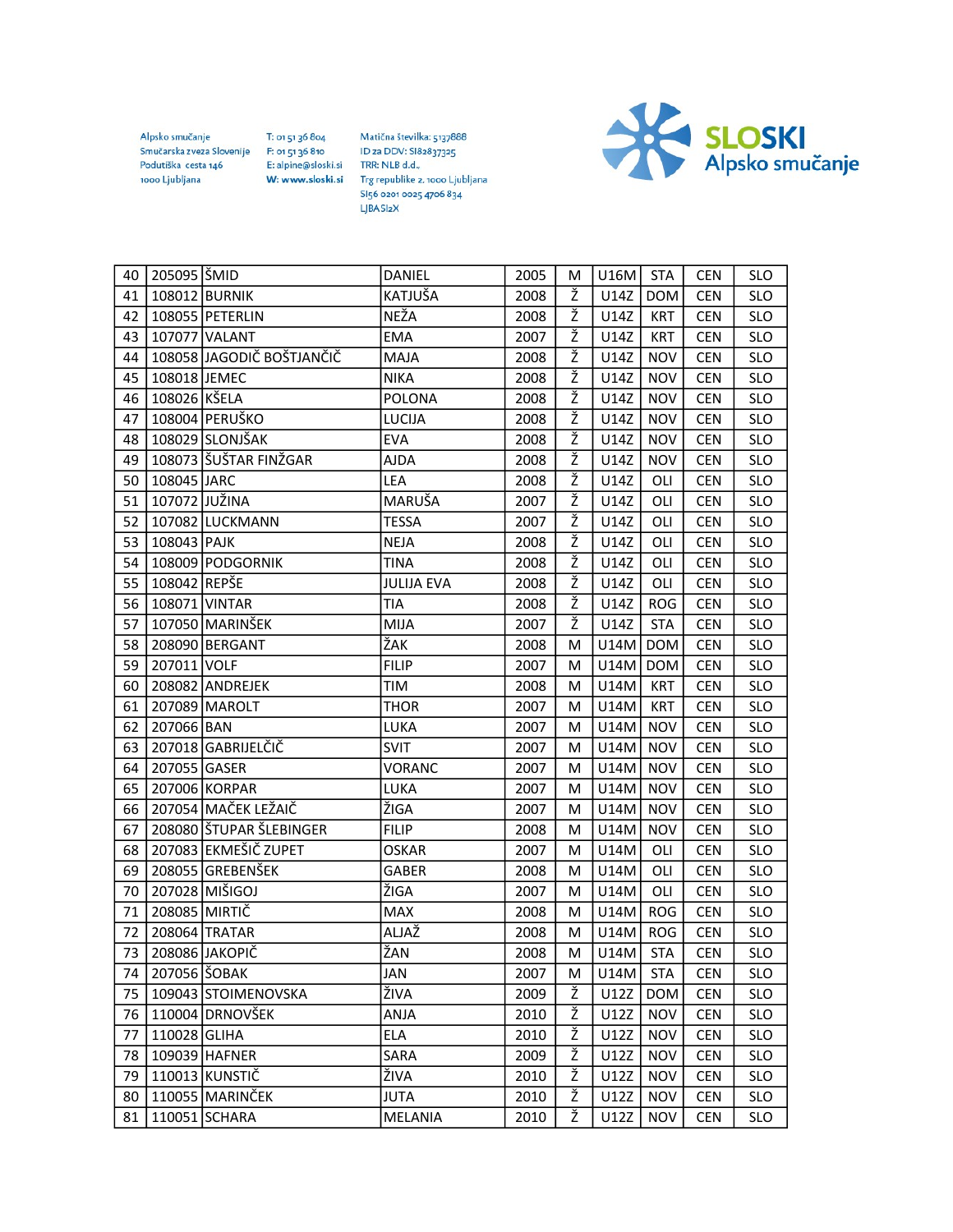Alpsko smučanje
Smučarska zveza Slovenije
Podutiška cesta 146
1000 Ljubljana

T: 01 51 36 804
F: 01 51 36 810
E: alpine@sloski.si
W: www.sloski.si

Matična številka: 5137888
ID za DDV: SI82837325
TRR: NLB d.d.,
Trg republike 2, 1000 Ljubljana
SI56 0201 0025 4706 834
LJBASI2X

SLOSKI
Alpsko smučanje

| | | | | | | | | | |
|---|---|---|---|---|---|---|---|---|---|
| 40 | 205095 | ŠMID | DANIEL | 2005 | M | U16M | STA | CEN | SLO |
| 41 | 108012 | BURNIK | KATJUŠA | 2008 | Ž | U14Z | DOM | CEN | SLO |
| 42 | 108055 | PETERLIN | NEŽA | 2008 | Ž | U14Z | KRT | CEN | SLO |
| 43 | 107077 | VALANT | EMA | 2007 | Ž | U14Z | KRT | CEN | SLO |
| 44 | 108058 | JAGODIČ BOŠTJANČIČ | MAJA | 2008 | Ž | U14Z | NOV | CEN | SLO |
| 45 | 108018 | JEMEC | NIKA | 2008 | Ž | U14Z | NOV | CEN | SLO |
| 46 | 108026 | KŠELA | POLONA | 2008 | Ž | U14Z | NOV | CEN | SLO |
| 47 | 108004 | PERUŠKO | LUCIJA | 2008 | Ž | U14Z | NOV | CEN | SLO |
| 48 | 108029 | SLONJŠAK | EVA | 2008 | Ž | U14Z | NOV | CEN | SLO |
| 49 | 108073 | ŠUŠTAR FINŽGAR | AJDA | 2008 | Ž | U14Z | NOV | CEN | SLO |
| 50 | 108045 | JARC | LEA | 2008 | Ž | U14Z | OLI | CEN | SLO |
| 51 | 107072 | JUŽINA | MARUŠA | 2007 | Ž | U14Z | OLI | CEN | SLO |
| 52 | 107082 | LUCKMANN | TESSA | 2007 | Ž | U14Z | OLI | CEN | SLO |
| 53 | 108043 | PAJK | NEJA | 2008 | Ž | U14Z | OLI | CEN | SLO |
| 54 | 108009 | PODGORNIK | TINA | 2008 | Ž | U14Z | OLI | CEN | SLO |
| 55 | 108042 | REPŠE | JULIJA EVA | 2008 | Ž | U14Z | OLI | CEN | SLO |
| 56 | 108071 | VINTAR | TIA | 2008 | Ž | U14Z | ROG | CEN | SLO |
| 57 | 107050 | MARINŠEK | MIJA | 2007 | Ž | U14Z | STA | CEN | SLO |
| 58 | 208090 | BERGANT | ŽAK | 2008 | M | U14M | DOM | CEN | SLO |
| 59 | 207011 | VOLF | FILIP | 2007 | M | U14M | DOM | CEN | SLO |
| 60 | 208082 | ANDREJEK | TIM | 2008 | M | U14M | KRT | CEN | SLO |
| 61 | 207089 | MAROLT | THOR | 2007 | M | U14M | KRT | CEN | SLO |
| 62 | 207066 | BAN | LUKA | 2007 | M | U14M | NOV | CEN | SLO |
| 63 | 207018 | GABRIJELČIČ | SVIT | 2007 | M | U14M | NOV | CEN | SLO |
| 64 | 207055 | GASER | VORANC | 2007 | M | U14M | NOV | CEN | SLO |
| 65 | 207006 | KORPAR | LUKA | 2007 | M | U14M | NOV | CEN | SLO |
| 66 | 207054 | MAČEK LEŽAIČ | ŽIGA | 2007 | M | U14M | NOV | CEN | SLO |
| 67 | 208080 | ŠTUPAR ŠLEBINGER | FILIP | 2008 | M | U14M | NOV | CEN | SLO |
| 68 | 207083 | EKMEŠIČ ZUPET | OSKAR | 2007 | M | U14M | OLI | CEN | SLO |
| 69 | 208055 | GREBENŠEK | GABER | 2008 | M | U14M | OLI | CEN | SLO |
| 70 | 207028 | MIŠIGOJ | ŽIGA | 2007 | M | U14M | OLI | CEN | SLO |
| 71 | 208085 | MIRTIČ | MAX | 2008 | M | U14M | ROG | CEN | SLO |
| 72 | 208064 | TRATAR | ALJAŽ | 2008 | M | U14M | ROG | CEN | SLO |
| 73 | 208086 | JAKOPIČ | ŽAN | 2008 | M | U14M | STA | CEN | SLO |
| 74 | 207056 | ŠOBAK | JAN | 2007 | M | U14M | STA | CEN | SLO |
| 75 | 109043 | STOIMENOVSKA | ŽIVA | 2009 | Ž | U12Z | DOM | CEN | SLO |
| 76 | 110004 | DRNOVŠEK | ANJA | 2010 | Ž | U12Z | NOV | CEN | SLO |
| 77 | 110028 | GLIHA | ELA | 2010 | Ž | U12Z | NOV | CEN | SLO |
| 78 | 109039 | HAFNER | SARA | 2009 | Ž | U12Z | NOV | CEN | SLO |
| 79 | 110013 | KUNSTIČ | ŽIVA | 2010 | Ž | U12Z | NOV | CEN | SLO |
| 80 | 110055 | MARINČEK | JUTA | 2010 | Ž | U12Z | NOV | CEN | SLO |
| 81 | 110051 | SCHARA | MELANIA | 2010 | Ž | U12Z | NOV | CEN | SLO |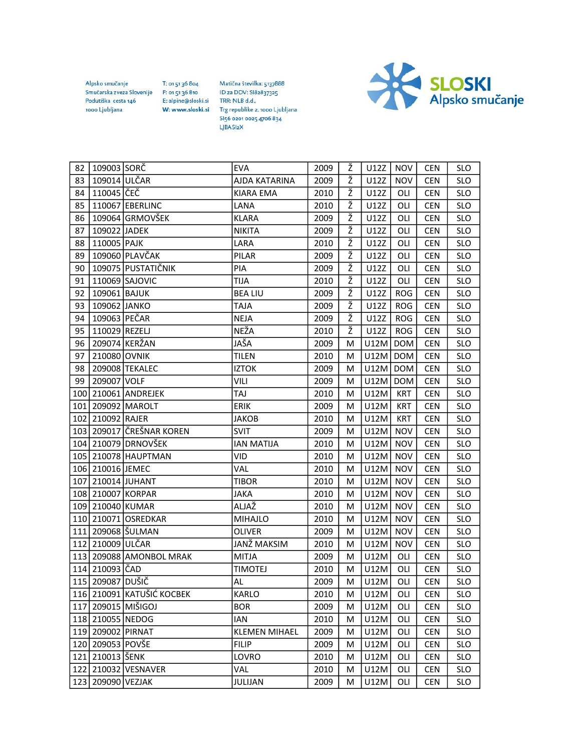Alpsko smučanje
Smučarska zveza Slovenije
Podutiška cesta 146
1000 Ljubljana

T: 01 51 36 804
F: 01 51 36 810
E: alpine@sloski.si
W: www.sloski.si

Matična številka: 5137888
ID za DDV: SI82837325
TRR: NLB d.d.,
Trg republike 2, 1000 Ljubljana
SI56 0201 0025 4706 834
LJBASI2X

SLOSKI
Alpsko smučanje

| | | | | | | | | | |
|---|---|---|---|---|---|---|---|---|---|
| 82 | 109003 | SORČ | EVA | 2009 | Ž | U12Z | NOV | CEN | SLO |
| 83 | 109014 | ULČAR | AJDA KATARINA | 2009 | Ž | U12Z | NOV | CEN | SLO |
| 84 | 110045 | ČEČ | KIARA EMA | 2010 | Ž | U12Z | OLI | CEN | SLO |
| 85 | 110067 | EBERLINC | LANA | 2010 | Ž | U12Z | OLI | CEN | SLO |
| 86 | 109064 | GRMOVŠEK | KLARA | 2009 | Ž | U12Z | OLI | CEN | SLO |
| 87 | 109022 | JADEK | NIKITA | 2009 | Ž | U12Z | OLI | CEN | SLO |
| 88 | 110005 | PAJK | LARA | 2010 | Ž | U12Z | OLI | CEN | SLO |
| 89 | 109060 | PLAVČAK | PILAR | 2009 | Ž | U12Z | OLI | CEN | SLO |
| 90 | 109075 | PUSTATIČNIK | PIA | 2009 | Ž | U12Z | OLI | CEN | SLO |
| 91 | 110069 | SAJOVIC | TIJA | 2010 | Ž | U12Z | OLI | CEN | SLO |
| 92 | 109061 | BAJUK | BEA LIU | 2009 | Ž | U12Z | ROG | CEN | SLO |
| 93 | 109062 | JANKO | TAJA | 2009 | Ž | U12Z | ROG | CEN | SLO |
| 94 | 109063 | PEČAR | NEJA | 2009 | Ž | U12Z | ROG | CEN | SLO |
| 95 | 110029 | REZELJ | NEŽA | 2010 | Ž | U12Z | ROG | CEN | SLO |
| 96 | 209074 | KERŽAN | JAŠA | 2009 | M | U12M | DOM | CEN | SLO |
| 97 | 210080 | OVNIK | TILEN | 2010 | M | U12M | DOM | CEN | SLO |
| 98 | 209008 | TEKALEC | IZTOK | 2009 | M | U12M | DOM | CEN | SLO |
| 99 | 209007 | VOLF | VILI | 2009 | M | U12M | DOM | CEN | SLO |
| 100 | 210061 | ANDREJEK | TAJ | 2010 | M | U12M | KRT | CEN | SLO |
| 101 | 209092 | MAROLT | ERIK | 2009 | M | U12M | KRT | CEN | SLO |
| 102 | 210092 | RAJER | JAKOB | 2010 | M | U12M | KRT | CEN | SLO |
| 103 | 209017 | ČREŠNAR KOREN | SVIT | 2009 | M | U12M | NOV | CEN | SLO |
| 104 | 210079 | DRNOVŠEK | IAN MATIJA | 2010 | M | U12M | NOV | CEN | SLO |
| 105 | 210078 | HAUPTMAN | VID | 2010 | M | U12M | NOV | CEN | SLO |
| 106 | 210016 | JEMEC | VAL | 2010 | M | U12M | NOV | CEN | SLO |
| 107 | 210014 | JUHANT | TIBOR | 2010 | M | U12M | NOV | CEN | SLO |
| 108 | 210007 | KORPAR | JAKA | 2010 | M | U12M | NOV | CEN | SLO |
| 109 | 210040 | KUMAR | ALJAŽ | 2010 | M | U12M | NOV | CEN | SLO |
| 110 | 210071 | OSREDKAR | MIHAJLO | 2010 | M | U12M | NOV | CEN | SLO |
| 111 | 209068 | ŠULMAN | OLIVER | 2009 | M | U12M | NOV | CEN | SLO |
| 112 | 210009 | ULČAR | JANŽ MAKSIM | 2010 | M | U12M | NOV | CEN | SLO |
| 113 | 209088 | AMONBOL MRAK | MITJA | 2009 | M | U12M | OLI | CEN | SLO |
| 114 | 210093 | ČAD | TIMOTEJ | 2010 | M | U12M | OLI | CEN | SLO |
| 115 | 209087 | DUŠIČ | AL | 2009 | M | U12M | OLI | CEN | SLO |
| 116 | 210091 | KATUŠIĆ KOCBEK | KARLO | 2010 | M | U12M | OLI | CEN | SLO |
| 117 | 209015 | MIŠIGOJ | BOR | 2009 | M | U12M | OLI | CEN | SLO |
| 118 | 210055 | NEDOG | IAN | 2010 | M | U12M | OLI | CEN | SLO |
| 119 | 209002 | PIRNAT | KLEMEN MIHAEL | 2009 | M | U12M | OLI | CEN | SLO |
| 120 | 209053 | POVŠE | FILIP | 2009 | M | U12M | OLI | CEN | SLO |
| 121 | 210013 | ŠENK | LOVRO | 2010 | M | U12M | OLI | CEN | SLO |
| 122 | 210032 | VESNAVER | VAL | 2010 | M | U12M | OLI | CEN | SLO |
| 123 | 209090 | VEZJAK | JULIJAN | 2009 | M | U12M | OLI | CEN | SLO |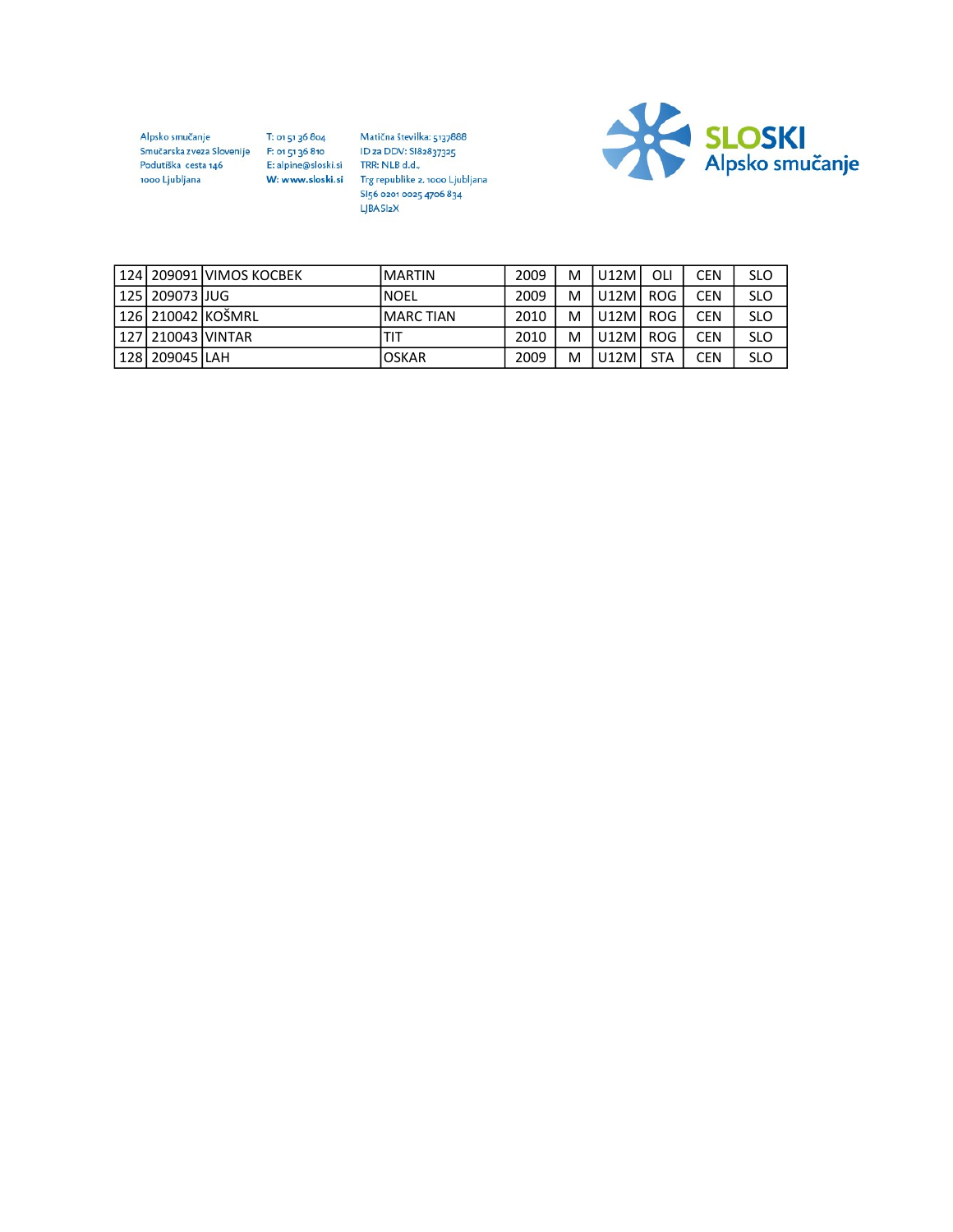Alpsko smučanje
Smučarska zveza Slovenije
Podutiška cesta 146
1000 Ljubljana

T: 01 51 36 804
F: 01 51 36 810
E: alpine@sloski.si
W: www.sloski.si

Matična številka: 5137888
ID za DDV: SI82837325
TRR: NLB d.d.,
Trg republike 2, 1000 Ljubljana
SI56 0201 0025 4706 834
LJBASI2X

SLOSKI
Alpsko smučanje

| | | | | | | | | | |
|---|---|---|---|---|---|---|---|---|---|
| 124 | 209091 | VIMOS KOCBEK | MARTIN | 2009 | M | U12M | OLI | CEN | SLO |
| 125 | 209073 | JUG | NOEL | 2009 | M | U12M | ROG | CEN | SLO |
| 126 | 210042 | KOŠMRL | MARC TIAN | 2010 | M | U12M | ROG | CEN | SLO |
| 127 | 210043 | VINTAR | TIT | 2010 | M | U12M | ROG | CEN | SLO |
| 128 | 209045 | LAH | OSKAR | 2009 | M | U12M | STA | CEN | SLO |